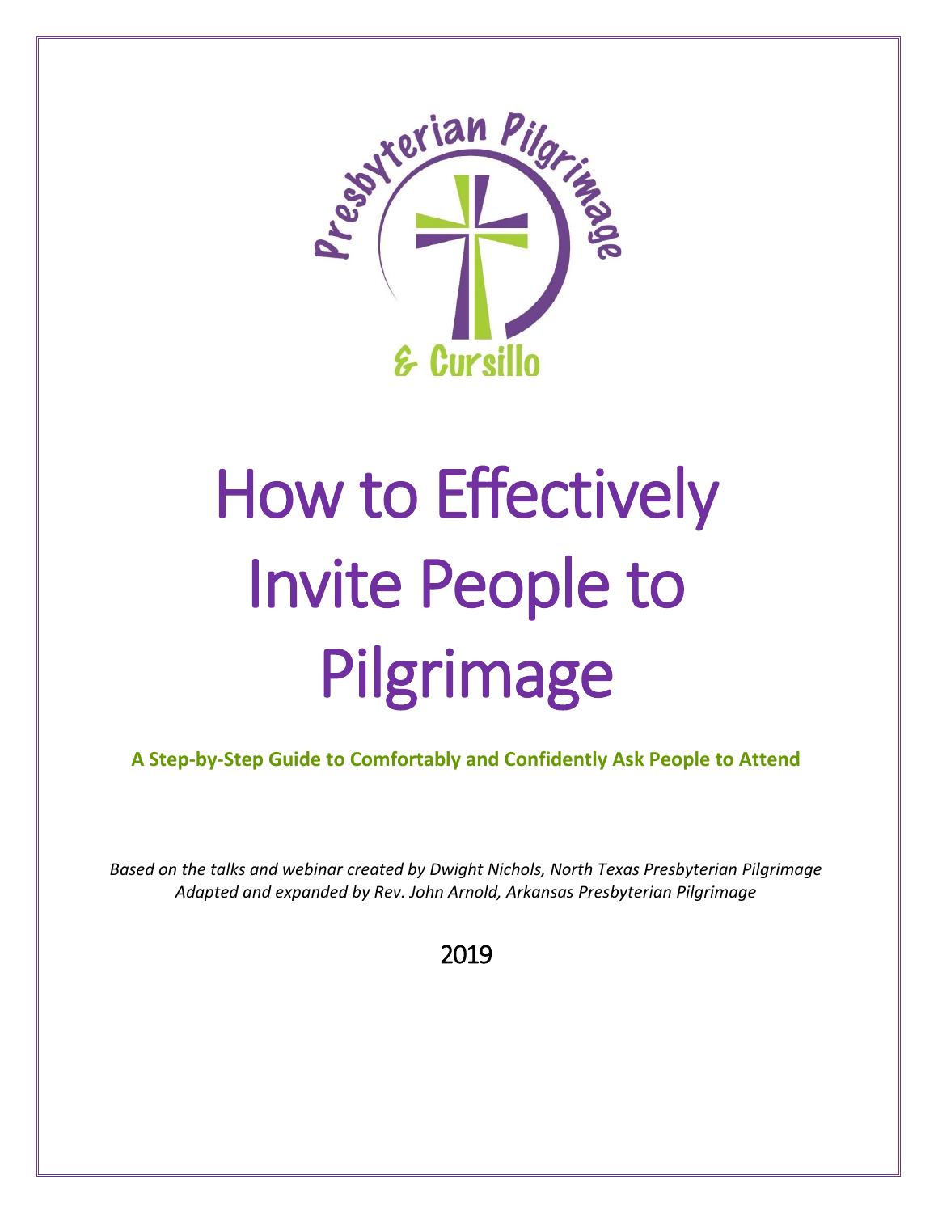Presbyterian Pilgrimage & Cursillo

# How to Effectively Invite People to Pilgrimage

**A Step-by-Step Guide to Comfortably and Confidently Ask People to Attend**

*Based on the talks and webinar created by Dwight Nichols, North Texas Presbyterian Pilgrimage*
*Adapted and expanded by Rev. John Arnold, Arkansas Presbyterian Pilgrimage*

2019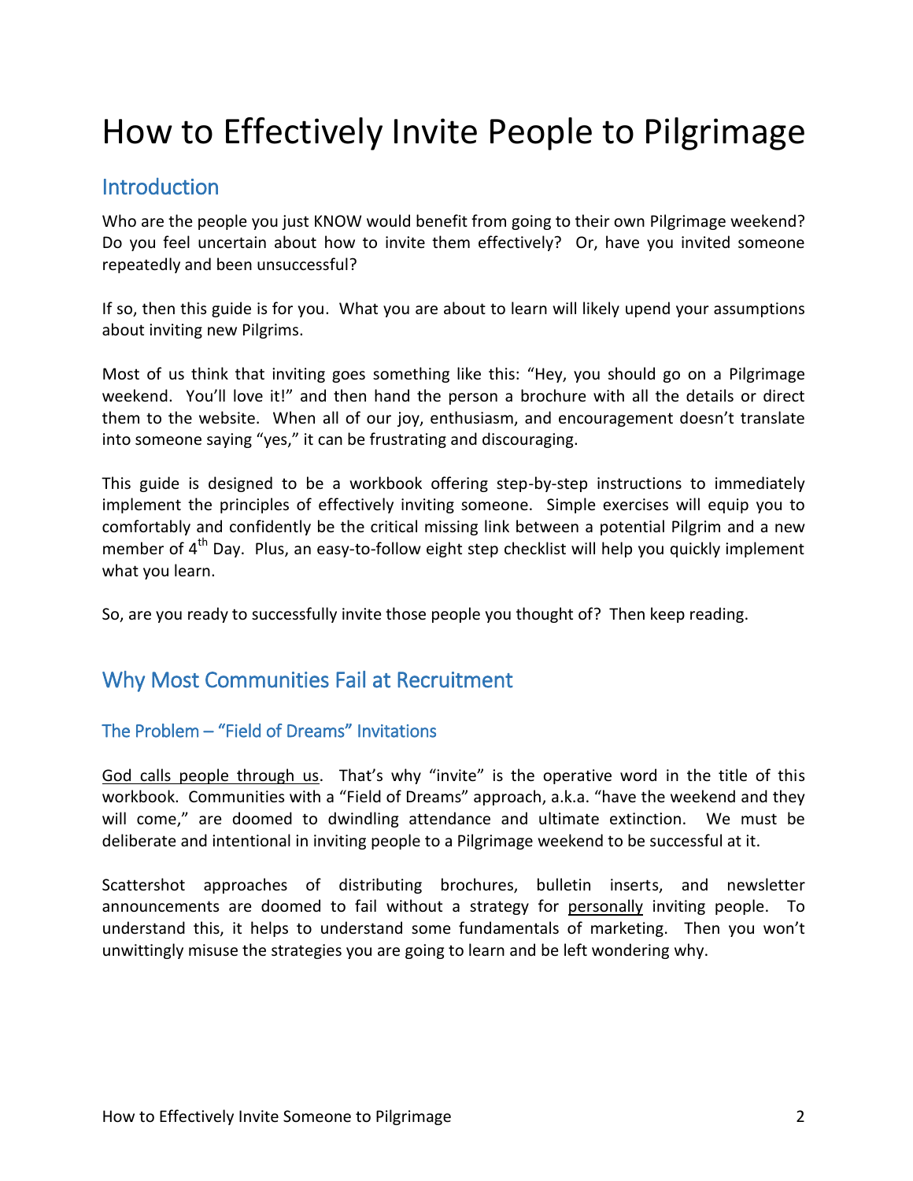# How to Effectively Invite People to Pilgrimage

## Introduction

Who are the people you just KNOW would benefit from going to their own Pilgrimage weekend? Do you feel uncertain about how to invite them effectively? Or, have you invited someone repeatedly and been unsuccessful?

If so, then this guide is for you. What you are about to learn will likely upend your assumptions about inviting new Pilgrims.

Most of us think that inviting goes something like this: "Hey, you should go on a Pilgrimage weekend. You'll love it!" and then hand the person a brochure with all the details or direct them to the website. When all of our joy, enthusiasm, and encouragement doesn't translate into someone saying "yes," it can be frustrating and discouraging.

This guide is designed to be a workbook offering step-by-step instructions to immediately implement the principles of effectively inviting someone. Simple exercises will equip you to comfortably and confidently be the critical missing link between a potential Pilgrim and a new member of 4th Day. Plus, an easy-to-follow eight step checklist will help you quickly implement what you learn.

So, are you ready to successfully invite those people you thought of? Then keep reading.

## Why Most Communities Fail at Recruitment

### The Problem – "Field of Dreams" Invitations

<u>God calls people through us</u>. That's why "invite" is the operative word in the title of this workbook. Communities with a "Field of Dreams" approach, a.k.a. "have the weekend and they will come," are doomed to dwindling attendance and ultimate extinction. We must be deliberate and intentional in inviting people to a Pilgrimage weekend to be successful at it.

Scattershot approaches of distributing brochures, bulletin inserts, and newsletter announcements are doomed to fail without a strategy for <u>personally</u> inviting people. To understand this, it helps to understand some fundamentals of marketing. Then you won't unwittingly misuse the strategies you are going to learn and be left wondering why.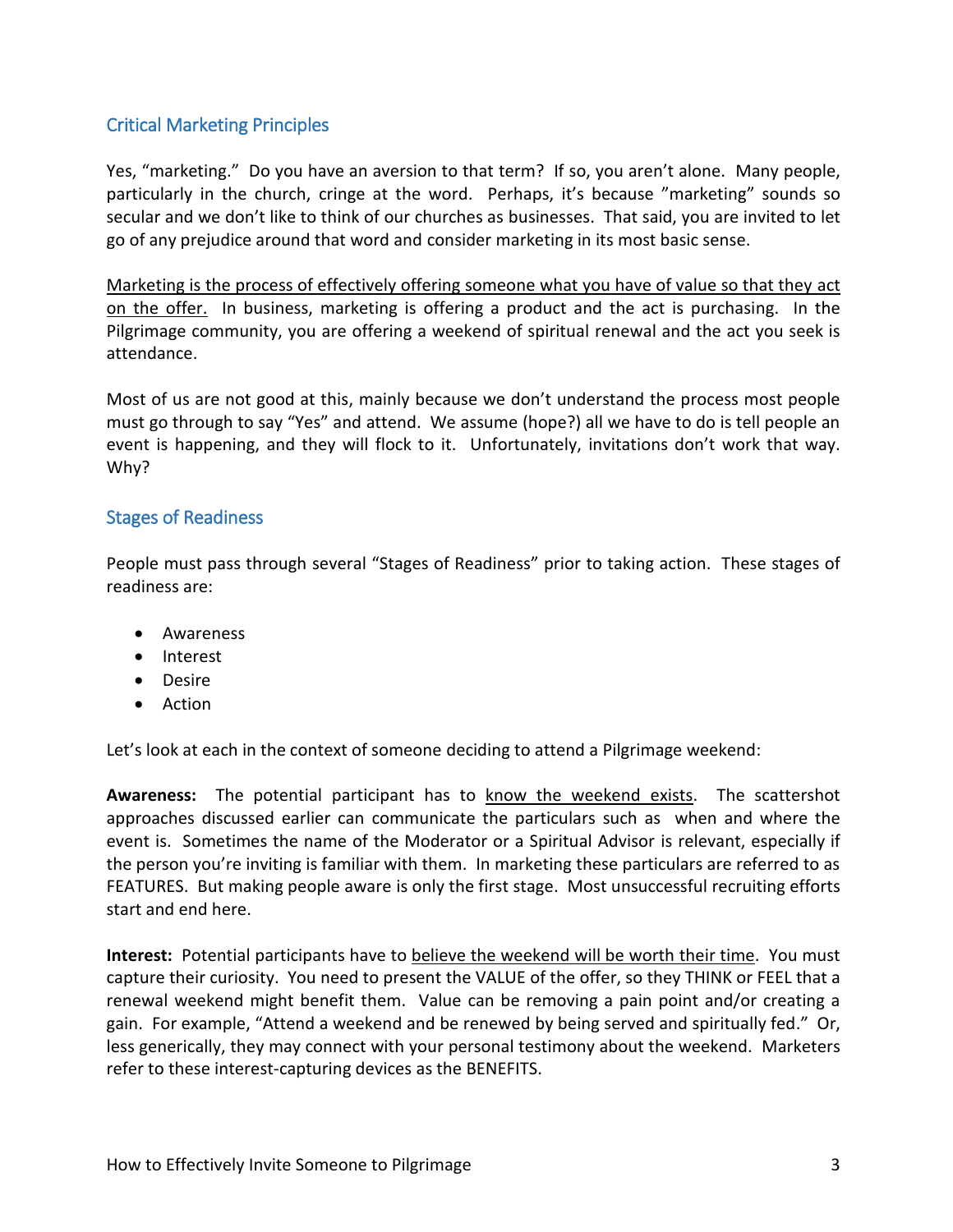## Critical Marketing Principles

Yes, "marketing." Do you have an aversion to that term? If so, you aren't alone. Many people, particularly in the church, cringe at the word. Perhaps, it's because "marketing" sounds so secular and we don't like to think of our churches as businesses. That said, you are invited to let go of any prejudice around that word and consider marketing in its most basic sense.

<u>Marketing is the process of effectively offering someone what you have of value so that they act on the offer.</u> In business, marketing is offering a product and the act is purchasing. In the Pilgrimage community, you are offering a weekend of spiritual renewal and the act you seek is attendance.

Most of us are not good at this, mainly because we don't understand the process most people must go through to say "Yes" and attend. We assume (hope?) all we have to do is tell people an event is happening, and they will flock to it. Unfortunately, invitations don't work that way. Why?

## Stages of Readiness

People must pass through several "Stages of Readiness" prior to taking action. These stages of readiness are:

- Awareness
- Interest
- Desire
- Action

Let's look at each in the context of someone deciding to attend a Pilgrimage weekend:

**Awareness:** The potential participant has to <u>know the weekend exists</u>. The scattershot approaches discussed earlier can communicate the particulars such as when and where the event is. Sometimes the name of the Moderator or a Spiritual Advisor is relevant, especially if the person you're inviting is familiar with them. In marketing these particulars are referred to as FEATURES. But making people aware is only the first stage. Most unsuccessful recruiting efforts start and end here.

**Interest:** Potential participants have to <u>believe the weekend will be worth their time</u>. You must capture their curiosity. You need to present the VALUE of the offer, so they THINK or FEEL that a renewal weekend might benefit them. Value can be removing a pain point and/or creating a gain. For example, "Attend a weekend and be renewed by being served and spiritually fed." Or, less generically, they may connect with your personal testimony about the weekend. Marketers refer to these interest-capturing devices as the BENEFITS.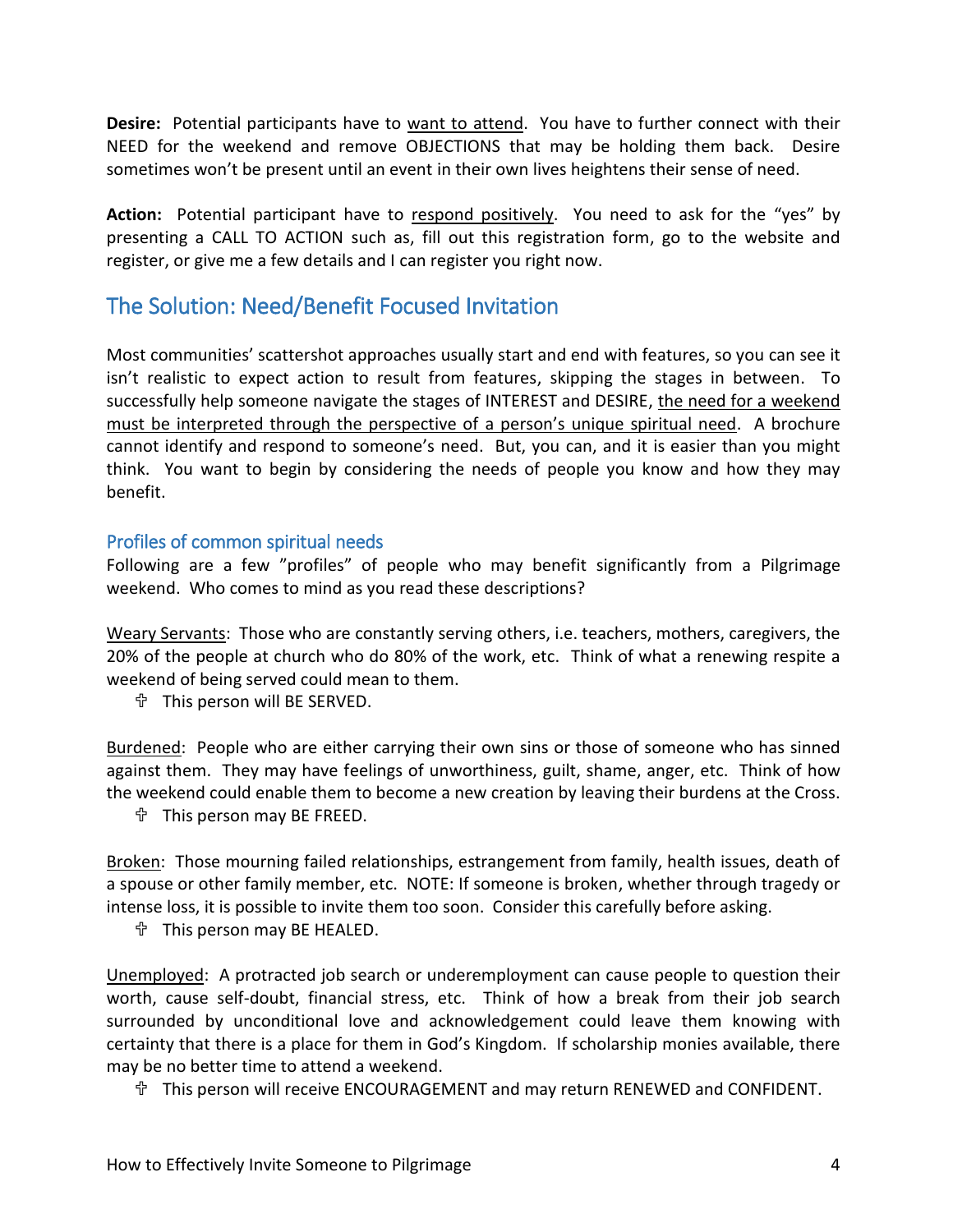**Desire:** Potential participants have to <u>want to attend</u>. You have to further connect with their NEED for the weekend and remove OBJECTIONS that may be holding them back. Desire sometimes won't be present until an event in their own lives heightens their sense of need.

**Action:** Potential participant have to <u>respond positively</u>. You need to ask for the "yes" by presenting a CALL TO ACTION such as, fill out this registration form, go to the website and register, or give me a few details and I can register you right now.

## The Solution: Need/Benefit Focused Invitation

Most communities' scattershot approaches usually start and end with features, so you can see it isn't realistic to expect action to result from features, skipping the stages in between. To successfully help someone navigate the stages of INTEREST and DESIRE, <u>the need for a weekend must be interpreted through the perspective of a person's unique spiritual need</u>. A brochure cannot identify and respond to someone's need. But, you can, and it is easier than you might think. You want to begin by considering the needs of people you know and how they may benefit.

### Profiles of common spiritual needs

Following are a few "profiles" of people who may benefit significantly from a Pilgrimage weekend. Who comes to mind as you read these descriptions?

<u>Weary Servants</u>: Those who are constantly serving others, i.e. teachers, mothers, caregivers, the 20% of the people at church who do 80% of the work, etc. Think of what a renewing respite a weekend of being served could mean to them.

- ✞ This person will BE SERVED.

<u>Burdened</u>: People who are either carrying their own sins or those of someone who has sinned against them. They may have feelings of unworthiness, guilt, shame, anger, etc. Think of how the weekend could enable them to become a new creation by leaving their burdens at the Cross.

- ✞ This person may BE FREED.

<u>Broken</u>: Those mourning failed relationships, estrangement from family, health issues, death of a spouse or other family member, etc. NOTE: If someone is broken, whether through tragedy or intense loss, it is possible to invite them too soon. Consider this carefully before asking.

- ✞ This person may BE HEALED.

<u>Unemployed</u>: A protracted job search or underemployment can cause people to question their worth, cause self-doubt, financial stress, etc. Think of how a break from their job search surrounded by unconditional love and acknowledgement could leave them knowing with certainty that there is a place for them in God's Kingdom. If scholarship monies available, there may be no better time to attend a weekend.

- ✞ This person will receive ENCOURAGEMENT and may return RENEWED and CONFIDENT.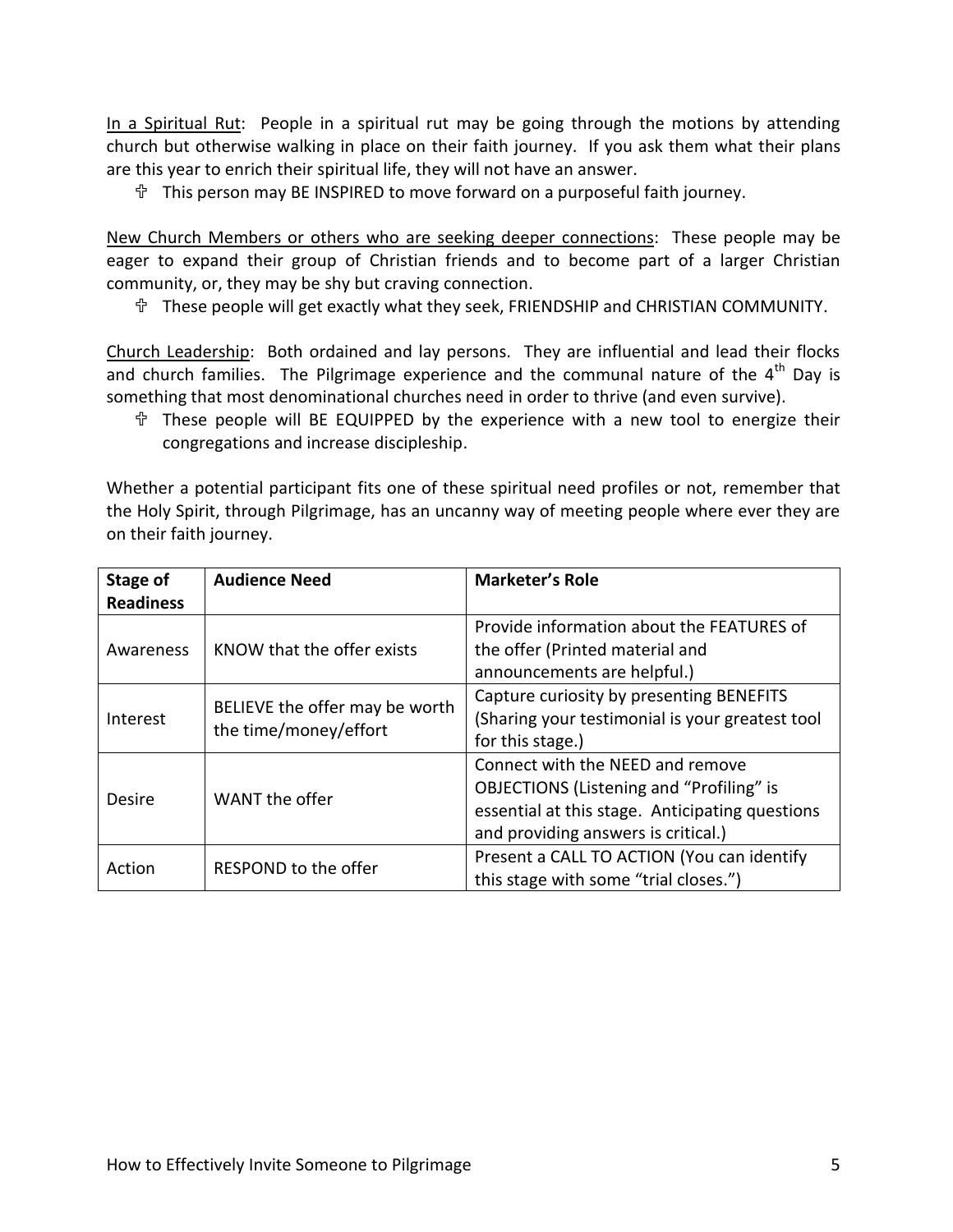<u>In a Spiritual Rut</u>: People in a spiritual rut may be going through the motions by attending church but otherwise walking in place on their faith journey. If you ask them what their plans are this year to enrich their spiritual life, they will not have an answer.

- ✞ This person may BE INSPIRED to move forward on a purposeful faith journey.

<u>New Church Members or others who are seeking deeper connections</u>: These people may be eager to expand their group of Christian friends and to become part of a larger Christian community, or, they may be shy but craving connection.

- ✞ These people will get exactly what they seek, FRIENDSHIP and CHRISTIAN COMMUNITY.

<u>Church Leadership</u>: Both ordained and lay persons. They are influential and lead their flocks and church families. The Pilgrimage experience and the communal nature of the 4th Day is something that most denominational churches need in order to thrive (and even survive).

- ✞ These people will BE EQUIPPED by the experience with a new tool to energize their congregations and increase discipleship.

Whether a potential participant fits one of these spiritual need profiles or not, remember that the Holy Spirit, through Pilgrimage, has an uncanny way of meeting people where ever they are on their faith journey.

| **Stage of Readiness** | **Audience Need** | **Marketer's Role** |
|---|---|---|
| Awareness | KNOW that the offer exists | Provide information about the FEATURES of the offer (Printed material and announcements are helpful.) |
| Interest | BELIEVE the offer may be worth the time/money/effort | Capture curiosity by presenting BENEFITS (Sharing your testimonial is your greatest tool for this stage.) |
| Desire | WANT the offer | Connect with the NEED and remove OBJECTIONS (Listening and "Profiling" is essential at this stage. Anticipating questions and providing answers is critical.) |
| Action | RESPOND to the offer | Present a CALL TO ACTION (You can identify this stage with some "trial closes.") |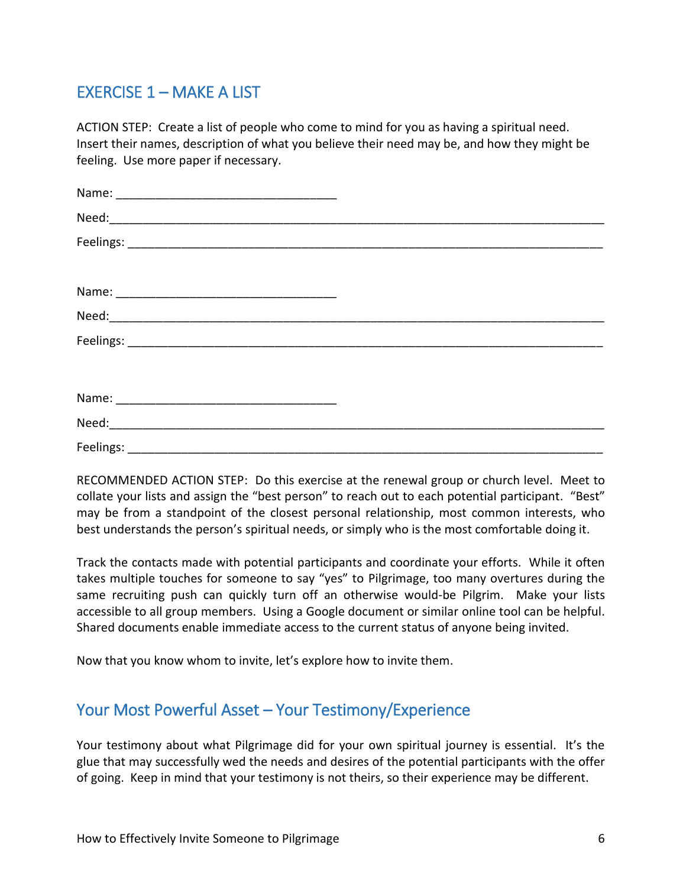## EXERCISE 1 – MAKE A LIST

ACTION STEP: Create a list of people who come to mind for you as having a spiritual need. Insert their names, description of what you believe their need may be, and how they might be feeling. Use more paper if necessary.

Name: ________________________________

Need:__________________________________________________________________________

Feelings: ______________________________________________________________________

Name: ________________________________

Need:__________________________________________________________________________

Feelings: ______________________________________________________________________

Name: ________________________________

Need:__________________________________________________________________________

Feelings: ______________________________________________________________________

RECOMMENDED ACTION STEP: Do this exercise at the renewal group or church level. Meet to collate your lists and assign the "best person" to reach out to each potential participant. "Best" may be from a standpoint of the closest personal relationship, most common interests, who best understands the person's spiritual needs, or simply who is the most comfortable doing it.

Track the contacts made with potential participants and coordinate your efforts. While it often takes multiple touches for someone to say "yes" to Pilgrimage, too many overtures during the same recruiting push can quickly turn off an otherwise would-be Pilgrim. Make your lists accessible to all group members. Using a Google document or similar online tool can be helpful. Shared documents enable immediate access to the current status of anyone being invited.

Now that you know whom to invite, let's explore how to invite them.

## Your Most Powerful Asset – Your Testimony/Experience

Your testimony about what Pilgrimage did for your own spiritual journey is essential. It's the glue that may successfully wed the needs and desires of the potential participants with the offer of going. Keep in mind that your testimony is not theirs, so their experience may be different.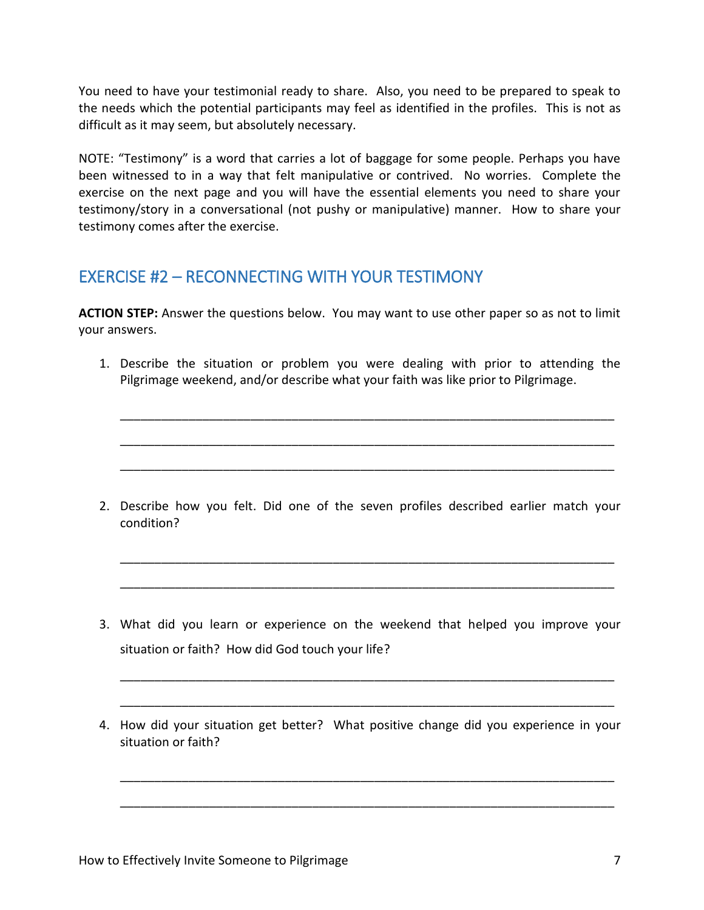You need to have your testimonial ready to share. Also, you need to be prepared to speak to the needs which the potential participants may feel as identified in the profiles. This is not as difficult as it may seem, but absolutely necessary.

NOTE: "Testimony" is a word that carries a lot of baggage for some people. Perhaps you have been witnessed to in a way that felt manipulative or contrived. No worries. Complete the exercise on the next page and you will have the essential elements you need to share your testimony/story in a conversational (not pushy or manipulative) manner. How to share your testimony comes after the exercise.

## EXERCISE #2 – RECONNECTING WITH YOUR TESTIMONY

**ACTION STEP:** Answer the questions below. You may want to use other paper so as not to limit your answers.

1. Describe the situation or problem you were dealing with prior to attending the Pilgrimage weekend, and/or describe what your faith was like prior to Pilgrimage.

   ___________________________________________________________________________

   ___________________________________________________________________________

   ___________________________________________________________________________

2. Describe how you felt. Did one of the seven profiles described earlier match your condition?

   ___________________________________________________________________________

   ___________________________________________________________________________

3. What did you learn or experience on the weekend that helped you improve your situation or faith? How did God touch your life?

   ___________________________________________________________________________

   ___________________________________________________________________________

4. How did your situation get better? What positive change did you experience in your situation or faith?

   ___________________________________________________________________________

   ___________________________________________________________________________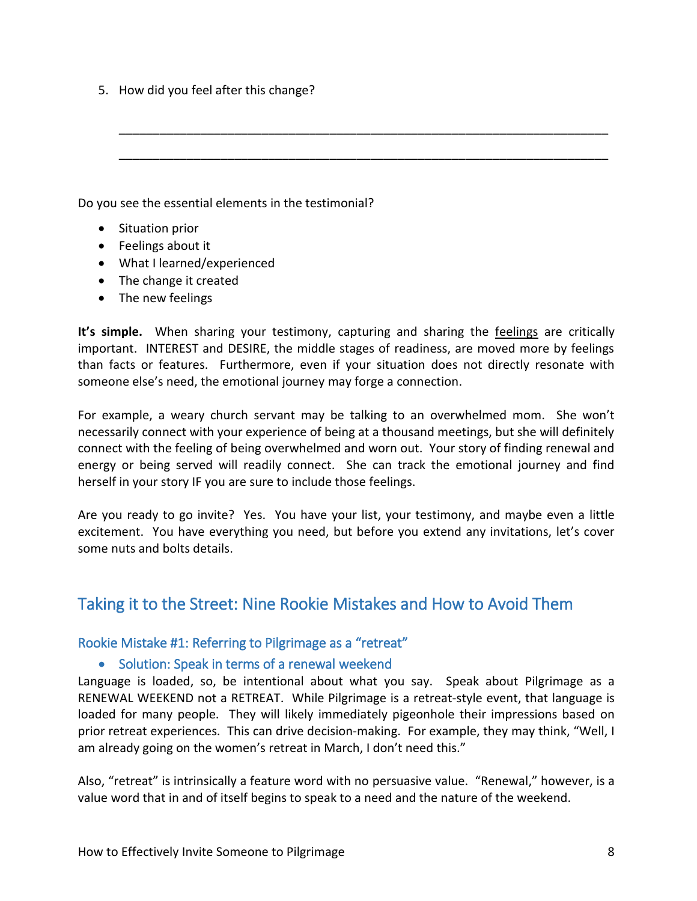5. How did you feel after this change?

_______________________________________________________________________

_______________________________________________________________________

Do you see the essential elements in the testimonial?

- Situation prior
- Feelings about it
- What I learned/experienced
- The change it created
- The new feelings

**It's simple.** When sharing your testimony, capturing and sharing the <u>feelings</u> are critically important. INTEREST and DESIRE, the middle stages of readiness, are moved more by feelings than facts or features. Furthermore, even if your situation does not directly resonate with someone else's need, the emotional journey may forge a connection.

For example, a weary church servant may be talking to an overwhelmed mom. She won't necessarily connect with your experience of being at a thousand meetings, but she will definitely connect with the feeling of being overwhelmed and worn out. Your story of finding renewal and energy or being served will readily connect. She can track the emotional journey and find herself in your story IF you are sure to include those feelings.

Are you ready to go invite? Yes. You have your list, your testimony, and maybe even a little excitement. You have everything you need, but before you extend any invitations, let's cover some nuts and bolts details.

## Taking it to the Street: Nine Rookie Mistakes and How to Avoid Them

### Rookie Mistake #1: Referring to Pilgrimage as a "retreat"

- Solution: Speak in terms of a renewal weekend

Language is loaded, so, be intentional about what you say. Speak about Pilgrimage as a RENEWAL WEEKEND not a RETREAT. While Pilgrimage is a retreat-style event, that language is loaded for many people. They will likely immediately pigeonhole their impressions based on prior retreat experiences. This can drive decision-making. For example, they may think, "Well, I am already going on the women's retreat in March, I don't need this."

Also, "retreat" is intrinsically a feature word with no persuasive value. "Renewal," however, is a value word that in and of itself begins to speak to a need and the nature of the weekend.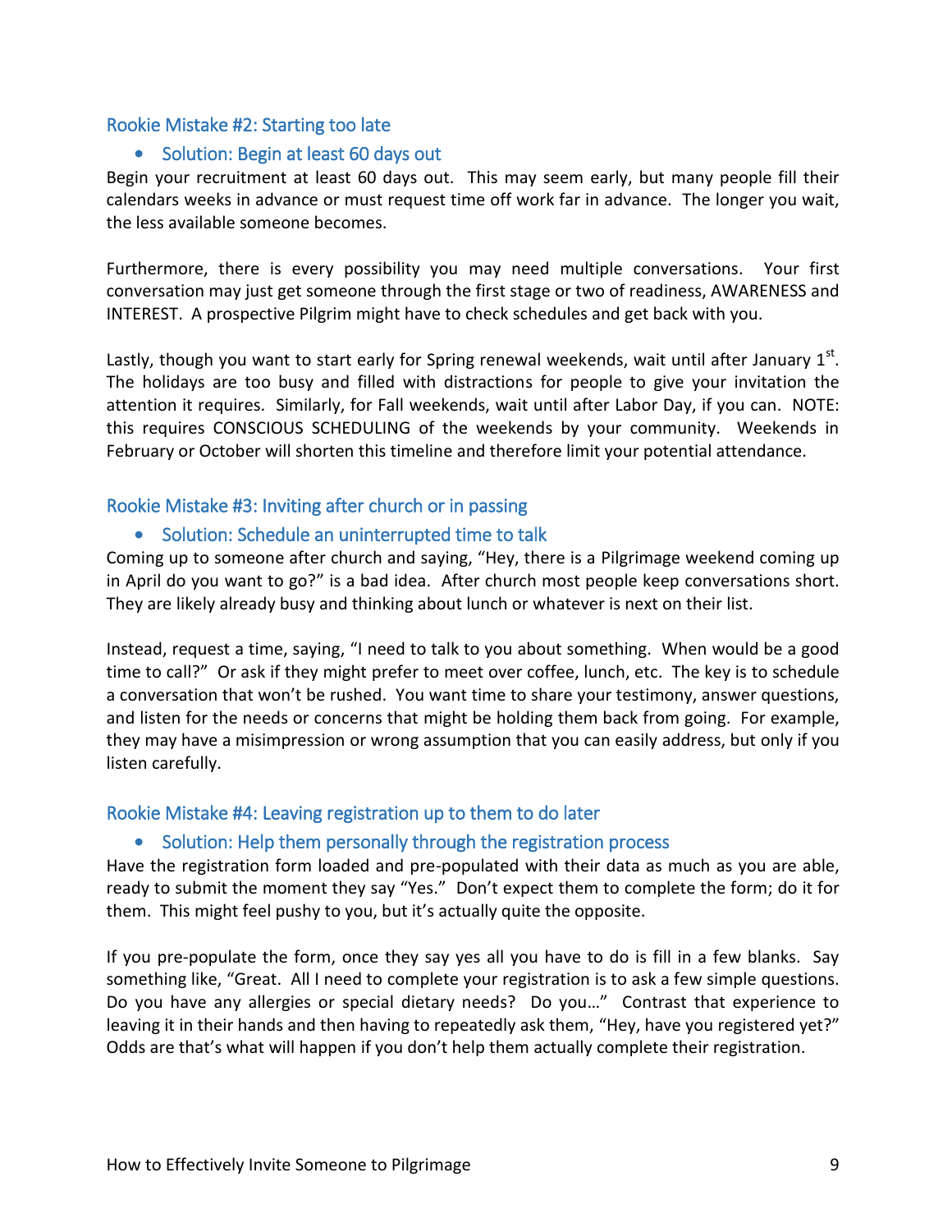## Rookie Mistake #2: Starting too late

- Solution: Begin at least 60 days out

Begin your recruitment at least 60 days out. This may seem early, but many people fill their calendars weeks in advance or must request time off work far in advance. The longer you wait, the less available someone becomes.

Furthermore, there is every possibility you may need multiple conversations. Your first conversation may just get someone through the first stage or two of readiness, AWARENESS and INTEREST. A prospective Pilgrim might have to check schedules and get back with you.

Lastly, though you want to start early for Spring renewal weekends, wait until after January 1st. The holidays are too busy and filled with distractions for people to give your invitation the attention it requires. Similarly, for Fall weekends, wait until after Labor Day, if you can. NOTE: this requires CONSCIOUS SCHEDULING of the weekends by your community. Weekends in February or October will shorten this timeline and therefore limit your potential attendance.

## Rookie Mistake #3: Inviting after church or in passing

- Solution: Schedule an uninterrupted time to talk

Coming up to someone after church and saying, "Hey, there is a Pilgrimage weekend coming up in April do you want to go?" is a bad idea. After church most people keep conversations short. They are likely already busy and thinking about lunch or whatever is next on their list.

Instead, request a time, saying, "I need to talk to you about something. When would be a good time to call?" Or ask if they might prefer to meet over coffee, lunch, etc. The key is to schedule a conversation that won't be rushed. You want time to share your testimony, answer questions, and listen for the needs or concerns that might be holding them back from going. For example, they may have a misimpression or wrong assumption that you can easily address, but only if you listen carefully.

## Rookie Mistake #4: Leaving registration up to them to do later

- Solution: Help them personally through the registration process

Have the registration form loaded and pre-populated with their data as much as you are able, ready to submit the moment they say "Yes." Don't expect them to complete the form; do it for them. This might feel pushy to you, but it's actually quite the opposite.

If you pre-populate the form, once they say yes all you have to do is fill in a few blanks. Say something like, "Great. All I need to complete your registration is to ask a few simple questions. Do you have any allergies or special dietary needs? Do you…" Contrast that experience to leaving it in their hands and then having to repeatedly ask them, "Hey, have you registered yet?" Odds are that's what will happen if you don't help them actually complete their registration.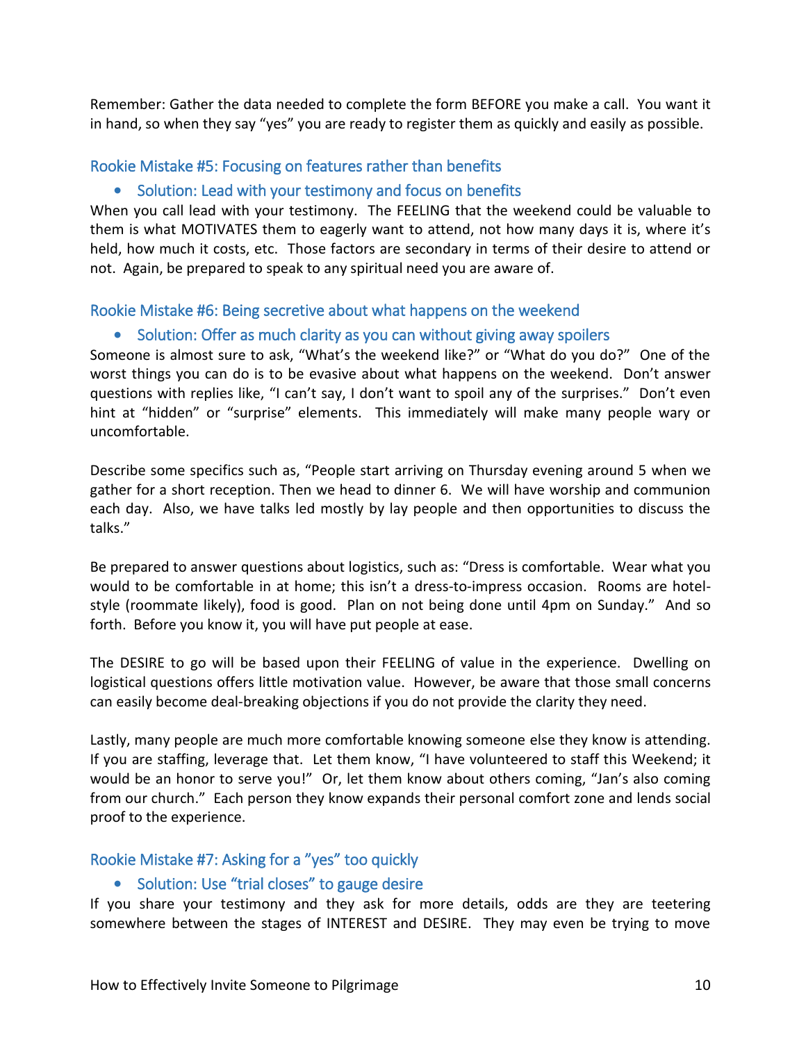Remember: Gather the data needed to complete the form BEFORE you make a call. You want it in hand, so when they say "yes" you are ready to register them as quickly and easily as possible.

### Rookie Mistake #5: Focusing on features rather than benefits

- Solution: Lead with your testimony and focus on benefits

When you call lead with your testimony. The FEELING that the weekend could be valuable to them is what MOTIVATES them to eagerly want to attend, not how many days it is, where it's held, how much it costs, etc. Those factors are secondary in terms of their desire to attend or not. Again, be prepared to speak to any spiritual need you are aware of.

### Rookie Mistake #6: Being secretive about what happens on the weekend

- Solution: Offer as much clarity as you can without giving away spoilers

Someone is almost sure to ask, "What's the weekend like?" or "What do you do?" One of the worst things you can do is to be evasive about what happens on the weekend. Don't answer questions with replies like, "I can't say, I don't want to spoil any of the surprises." Don't even hint at "hidden" or "surprise" elements. This immediately will make many people wary or uncomfortable.

Describe some specifics such as, "People start arriving on Thursday evening around 5 when we gather for a short reception. Then we head to dinner 6. We will have worship and communion each day. Also, we have talks led mostly by lay people and then opportunities to discuss the talks."

Be prepared to answer questions about logistics, such as: "Dress is comfortable. Wear what you would to be comfortable in at home; this isn't a dress-to-impress occasion. Rooms are hotel-style (roommate likely), food is good. Plan on not being done until 4pm on Sunday." And so forth. Before you know it, you will have put people at ease.

The DESIRE to go will be based upon their FEELING of value in the experience. Dwelling on logistical questions offers little motivation value. However, be aware that those small concerns can easily become deal-breaking objections if you do not provide the clarity they need.

Lastly, many people are much more comfortable knowing someone else they know is attending. If you are staffing, leverage that. Let them know, "I have volunteered to staff this Weekend; it would be an honor to serve you!" Or, let them know about others coming, "Jan's also coming from our church." Each person they know expands their personal comfort zone and lends social proof to the experience.

### Rookie Mistake #7: Asking for a "yes" too quickly

- Solution: Use "trial closes" to gauge desire

If you share your testimony and they ask for more details, odds are they are teetering somewhere between the stages of INTEREST and DESIRE. They may even be trying to move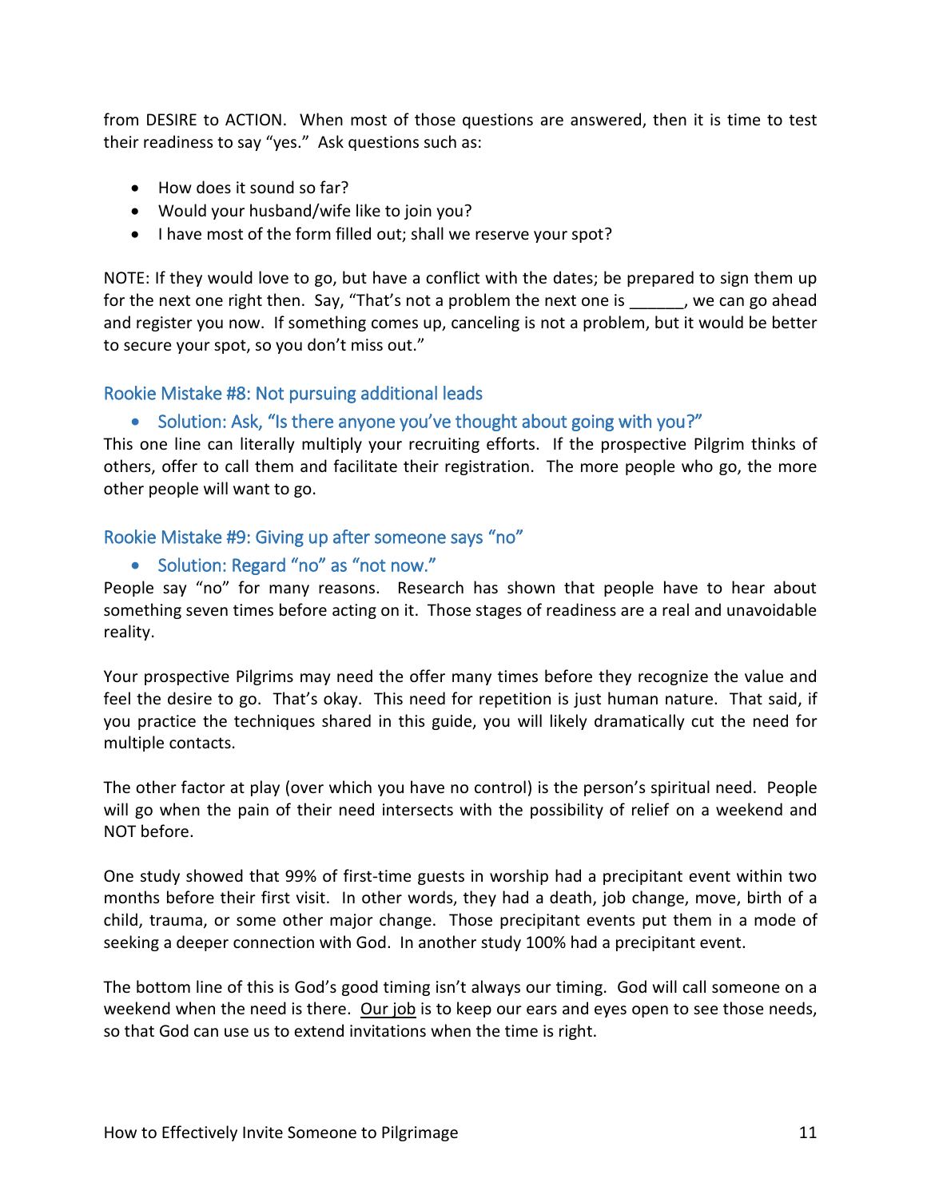from DESIRE to ACTION. When most of those questions are answered, then it is time to test their readiness to say "yes." Ask questions such as:

- How does it sound so far?
- Would your husband/wife like to join you?
- I have most of the form filled out; shall we reserve your spot?

NOTE: If they would love to go, but have a conflict with the dates; be prepared to sign them up for the next one right then. Say, "That's not a problem the next one is ______, we can go ahead and register you now. If something comes up, canceling is not a problem, but it would be better to secure your spot, so you don't miss out."

### Rookie Mistake #8: Not pursuing additional leads

- Solution: Ask, "Is there anyone you've thought about going with you?"

This one line can literally multiply your recruiting efforts. If the prospective Pilgrim thinks of others, offer to call them and facilitate their registration. The more people who go, the more other people will want to go.

### Rookie Mistake #9: Giving up after someone says "no"

- Solution: Regard "no" as "not now."

People say "no" for many reasons. Research has shown that people have to hear about something seven times before acting on it. Those stages of readiness are a real and unavoidable reality.

Your prospective Pilgrims may need the offer many times before they recognize the value and feel the desire to go. That's okay. This need for repetition is just human nature. That said, if you practice the techniques shared in this guide, you will likely dramatically cut the need for multiple contacts.

The other factor at play (over which you have no control) is the person's spiritual need. People will go when the pain of their need intersects with the possibility of relief on a weekend and NOT before.

One study showed that 99% of first-time guests in worship had a precipitant event within two months before their first visit. In other words, they had a death, job change, move, birth of a child, trauma, or some other major change. Those precipitant events put them in a mode of seeking a deeper connection with God. In another study 100% had a precipitant event.

The bottom line of this is God's good timing isn't always our timing. God will call someone on a weekend when the need is there. Our job is to keep our ears and eyes open to see those needs, so that God can use us to extend invitations when the time is right.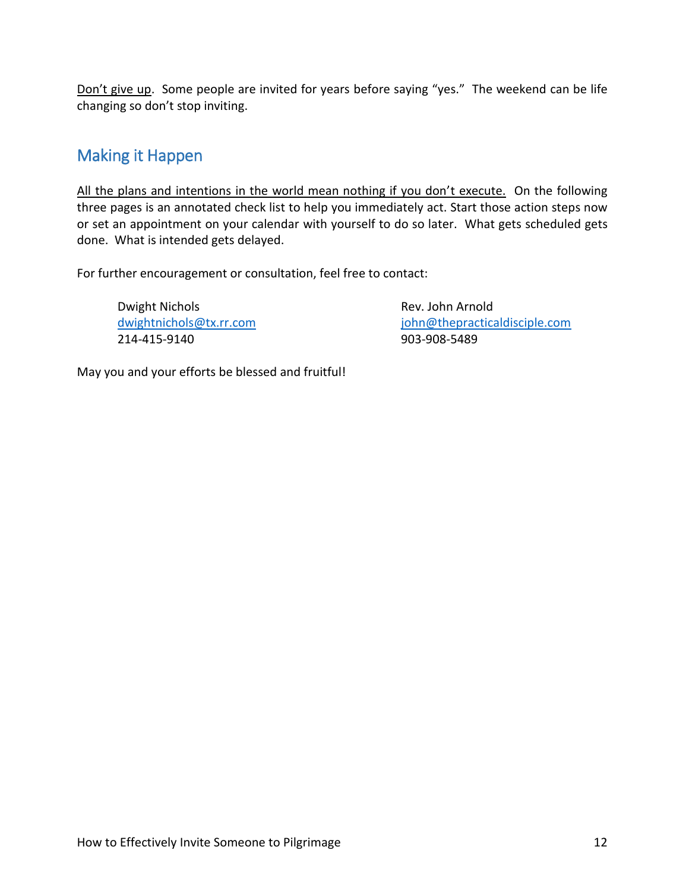<u>Don't give up</u>. Some people are invited for years before saying "yes." The weekend can be life changing so don't stop inviting.

## Making it Happen

<u>All the plans and intentions in the world mean nothing if you don't execute.</u> On the following three pages is an annotated check list to help you immediately act. Start those action steps now or set an appointment on your calendar with yourself to do so later. What gets scheduled gets done. What is intended gets delayed.

For further encouragement or consultation, feel free to contact:

Dwight Nichols
dwightnichols@tx.rr.com
214-415-9140

Rev. John Arnold
john@thepracticaldisciple.com
903-908-5489

May you and your efforts be blessed and fruitful!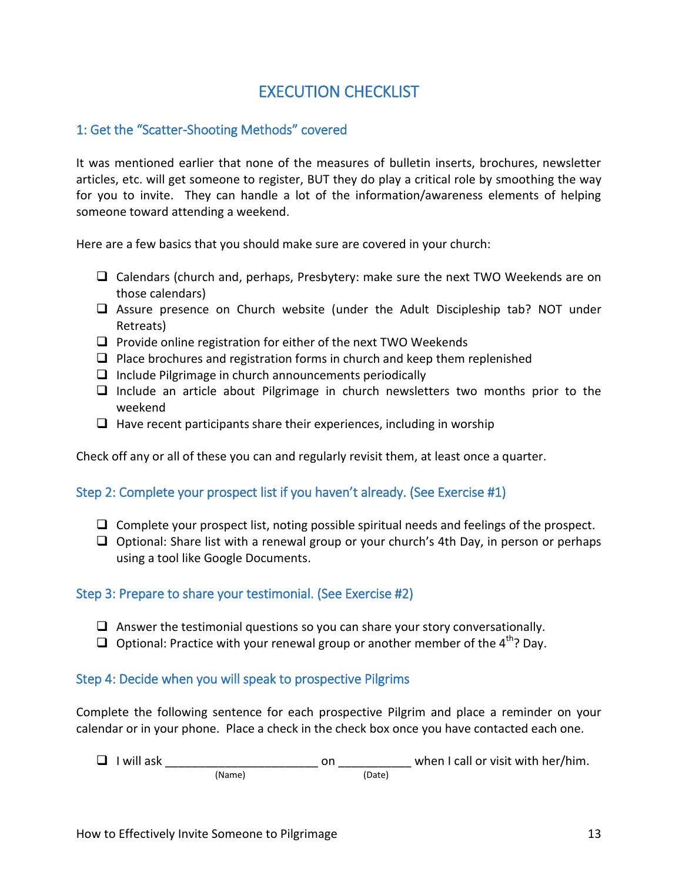# EXECUTION CHECKLIST

## 1: Get the "Scatter-Shooting Methods" covered

It was mentioned earlier that none of the measures of bulletin inserts, brochures, newsletter articles, etc. will get someone to register, BUT they do play a critical role by smoothing the way for you to invite. They can handle a lot of the information/awareness elements of helping someone toward attending a weekend.

Here are a few basics that you should make sure are covered in your church:

- ❑ Calendars (church and, perhaps, Presbytery: make sure the next TWO Weekends are on those calendars)
- ❑ Assure presence on Church website (under the Adult Discipleship tab? NOT under Retreats)
- ❑ Provide online registration for either of the next TWO Weekends
- ❑ Place brochures and registration forms in church and keep them replenished
- ❑ Include Pilgrimage in church announcements periodically
- ❑ Include an article about Pilgrimage in church newsletters two months prior to the weekend
- ❑ Have recent participants share their experiences, including in worship

Check off any or all of these you can and regularly revisit them, at least once a quarter.

## Step 2: Complete your prospect list if you haven't already. (See Exercise #1)

- ❑ Complete your prospect list, noting possible spiritual needs and feelings of the prospect.
- ❑ Optional: Share list with a renewal group or your church's 4th Day, in person or perhaps using a tool like Google Documents.

## Step 3: Prepare to share your testimonial. (See Exercise #2)

- ❑ Answer the testimonial questions so you can share your story conversationally.
- ❑ Optional: Practice with your renewal group or another member of the 4th? Day.

## Step 4: Decide when you will speak to prospective Pilgrims

Complete the following sentence for each prospective Pilgrim and place a reminder on your calendar or in your phone. Place a check in the check box once you have contacted each one.

- ❑ I will ask ______________________ (Name) on ___________ (Date) when I call or visit with her/him.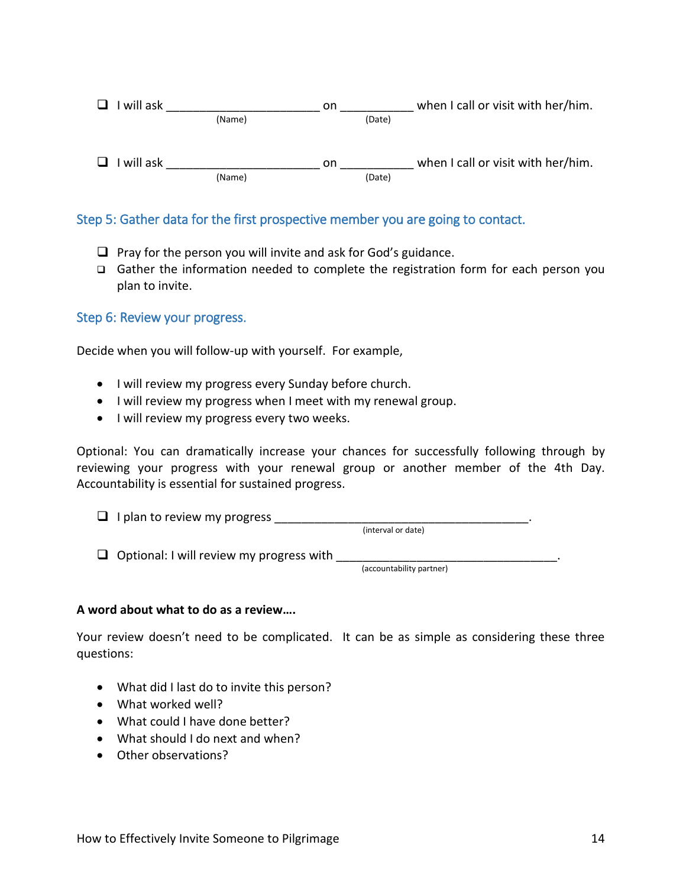- [ ] I will ask ______________________ on ___________ when I call or visit with her/him.
  (Name) (Date)

- [ ] I will ask ______________________ on ___________ when I call or visit with her/him.
  (Name) (Date)

### Step 5: Gather data for the first prospective member you are going to contact.

- [ ] Pray for the person you will invite and ask for God's guidance.
- [ ] Gather the information needed to complete the registration form for each person you plan to invite.

### Step 6: Review your progress.

Decide when you will follow-up with yourself. For example,

- I will review my progress every Sunday before church.
- I will review my progress when I meet with my renewal group.
- I will review my progress every two weeks.

Optional: You can dramatically increase your chances for successfully following through by reviewing your progress with your renewal group or another member of the 4th Day. Accountability is essential for sustained progress.

- [ ] I plan to review my progress ____________________________________.
  (interval or date)

- [ ] Optional: I will review my progress with ________________________________.
  (accountability partner)

**A word about what to do as a review….**

Your review doesn't need to be complicated. It can be as simple as considering these three questions:

- What did I last do to invite this person?
- What worked well?
- What could I have done better?
- What should I do next and when?
- Other observations?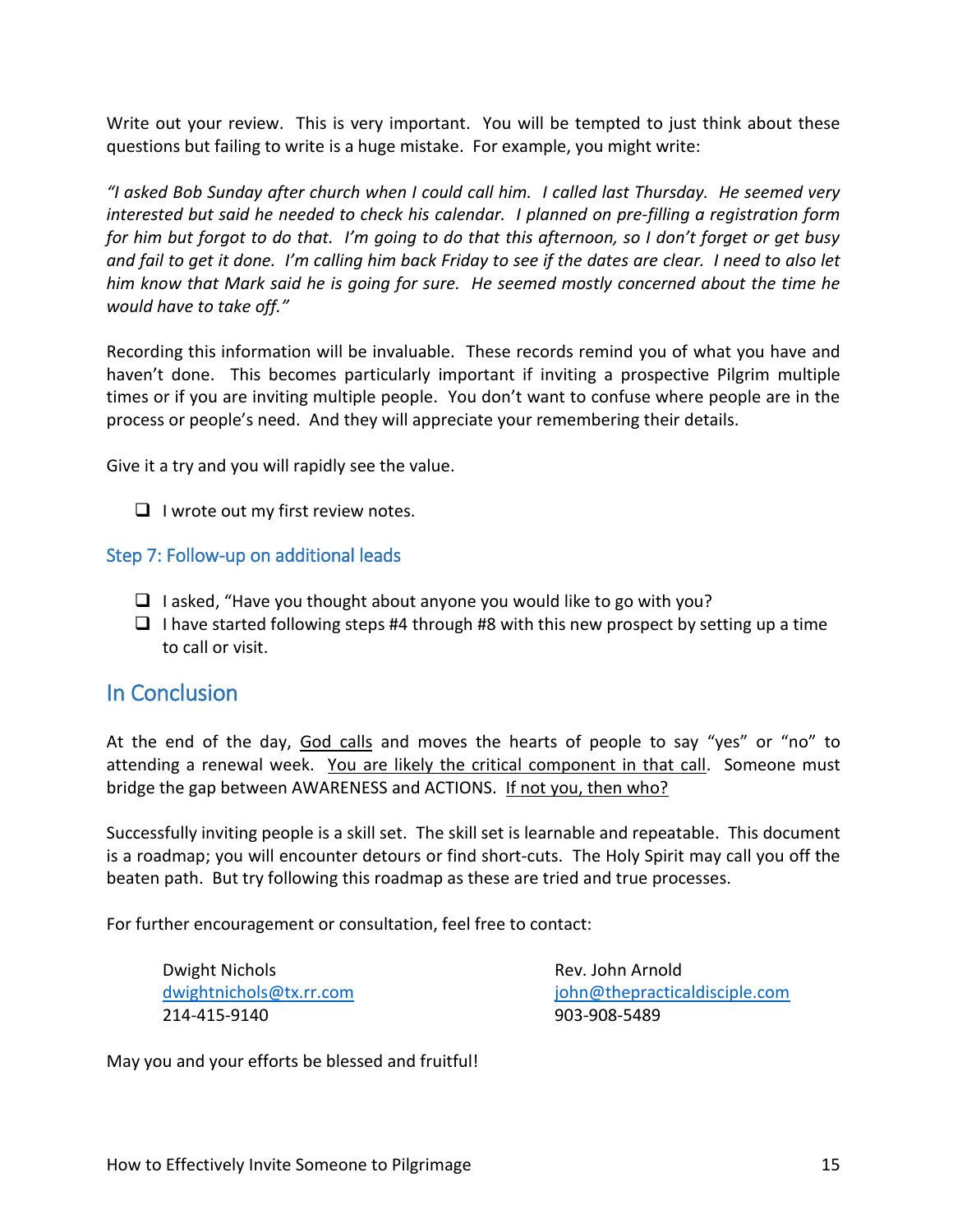Write out your review. This is very important. You will be tempted to just think about these questions but failing to write is a huge mistake. For example, you might write:

*"I asked Bob Sunday after church when I could call him. I called last Thursday. He seemed very interested but said he needed to check his calendar. I planned on pre-filling a registration form for him but forgot to do that. I'm going to do that this afternoon, so I don't forget or get busy and fail to get it done. I'm calling him back Friday to see if the dates are clear. I need to also let him know that Mark said he is going for sure. He seemed mostly concerned about the time he would have to take off."*

Recording this information will be invaluable. These records remind you of what you have and haven't done. This becomes particularly important if inviting a prospective Pilgrim multiple times or if you are inviting multiple people. You don't want to confuse where people are in the process or people's need. And they will appreciate your remembering their details.

Give it a try and you will rapidly see the value.

- ❑ I wrote out my first review notes.

### Step 7: Follow-up on additional leads

- ❑ I asked, "Have you thought about anyone you would like to go with you?
- ❑ I have started following steps #4 through #8 with this new prospect by setting up a time to call or visit.

## In Conclusion

At the end of the day, <u>God calls</u> and moves the hearts of people to say "yes" or "no" to attending a renewal week. <u>You are likely the critical component in that call</u>. Someone must bridge the gap between AWARENESS and ACTIONS. <u>If not you, then who?</u>

Successfully inviting people is a skill set. The skill set is learnable and repeatable. This document is a roadmap; you will encounter detours or find short-cuts. The Holy Spirit may call you off the beaten path. But try following this roadmap as these are tried and true processes.

For further encouragement or consultation, feel free to contact:

Dwight Nichols
dwightnichols@tx.rr.com
214-415-9140

Rev. John Arnold
john@thepracticaldisciple.com
903-908-5489

May you and your efforts be blessed and fruitful!